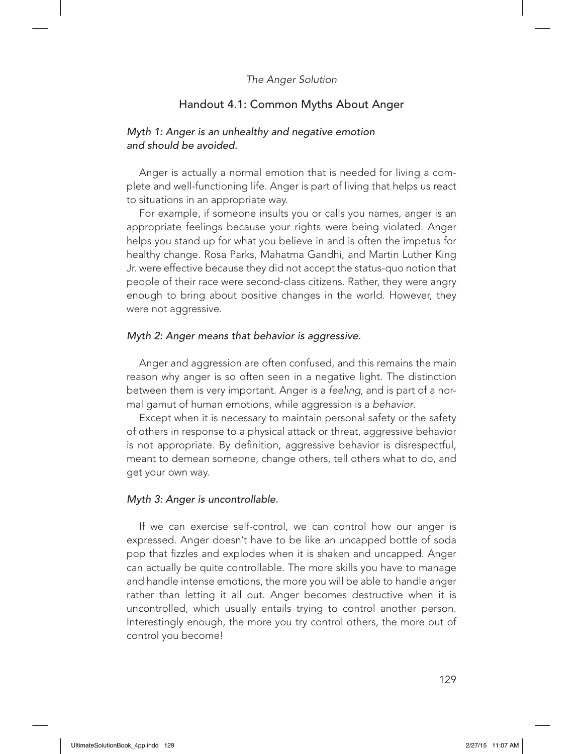## Handout 4.1: Common Myths About Anger

### *Myth 1: Anger is an unhealthy and negative emotion and should be avoided.*

Anger is actually a normal emotion that is needed for living a complete and well-functioning life. Anger is part of living that helps us react to situations in an appropriate way.

For example, if someone insults you or calls you names, anger is an appropriate feelings because your rights were being violated. Anger helps you stand up for what you believe in and is often the impetus for healthy change. Rosa Parks, Mahatma Gandhi, and Martin Luther King Jr. were effective because they did not accept the status-quo notion that people of their race were second-class citizens. Rather, they were angry enough to bring about positive changes in the world. However, they were not aggressive.

### *Myth 2: Anger means that behavior is aggressive.*

Anger and aggression are often confused, and this remains the main reason why anger is so often seen in a negative light. The distinction between them is very important. Anger is a *feeling*, and is part of a normal gamut of human emotions, while aggression is a *behavior*.

Except when it is necessary to maintain personal safety or the safety of others in response to a physical attack or threat, aggressive behavior is not appropriate. By definition, aggressive behavior is disrespectful, meant to demean someone, change others, tell others what to do, and get your own way.

### *Myth 3: Anger is uncontrollable.*

If we can exercise self-control, we can control how our anger is expressed. Anger doesn't have to be like an uncapped bottle of soda pop that fizzles and explodes when it is shaken and uncapped. Anger can actually be quite controllable. The more skills you have to manage and handle intense emotions, the more you will be able to handle anger rather than letting it all out. Anger becomes destructive when it is uncontrolled, which usually entails trying to control another person. Interestingly enough, the more you try control others, the more out of control you become!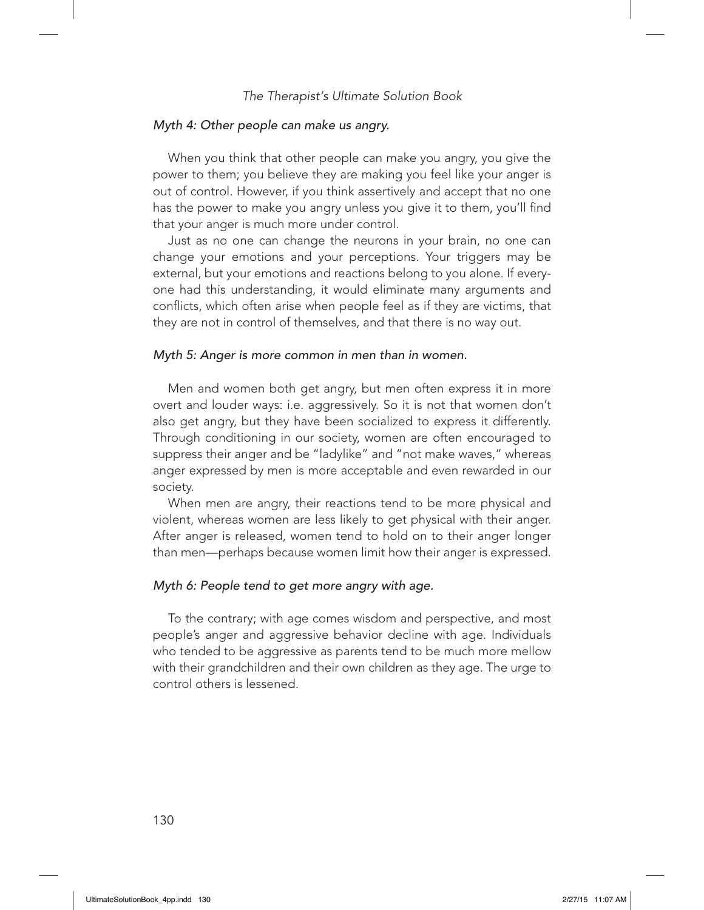*Myth 4: Other people can make us angry.*

When you think that other people can make you angry, you give the power to them; you believe they are making you feel like your anger is out of control. However, if you think assertively and accept that no one has the power to make you angry unless you give it to them, you'll find that your anger is much more under control.

Just as no one can change the neurons in your brain, no one can change your emotions and your perceptions. Your triggers may be external, but your emotions and reactions belong to you alone. If everyone had this understanding, it would eliminate many arguments and conflicts, which often arise when people feel as if they are victims, that they are not in control of themselves, and that there is no way out.

*Myth 5: Anger is more common in men than in women.*

Men and women both get angry, but men often express it in more overt and louder ways: i.e. aggressively. So it is not that women don't also get angry, but they have been socialized to express it differently. Through conditioning in our society, women are often encouraged to suppress their anger and be "ladylike" and "not make waves," whereas anger expressed by men is more acceptable and even rewarded in our society.

When men are angry, their reactions tend to be more physical and violent, whereas women are less likely to get physical with their anger. After anger is released, women tend to hold on to their anger longer than men—perhaps because women limit how their anger is expressed.

*Myth 6: People tend to get more angry with age.*

To the contrary; with age comes wisdom and perspective, and most people's anger and aggressive behavior decline with age. Individuals who tended to be aggressive as parents tend to be much more mellow with their grandchildren and their own children as they age. The urge to control others is lessened.